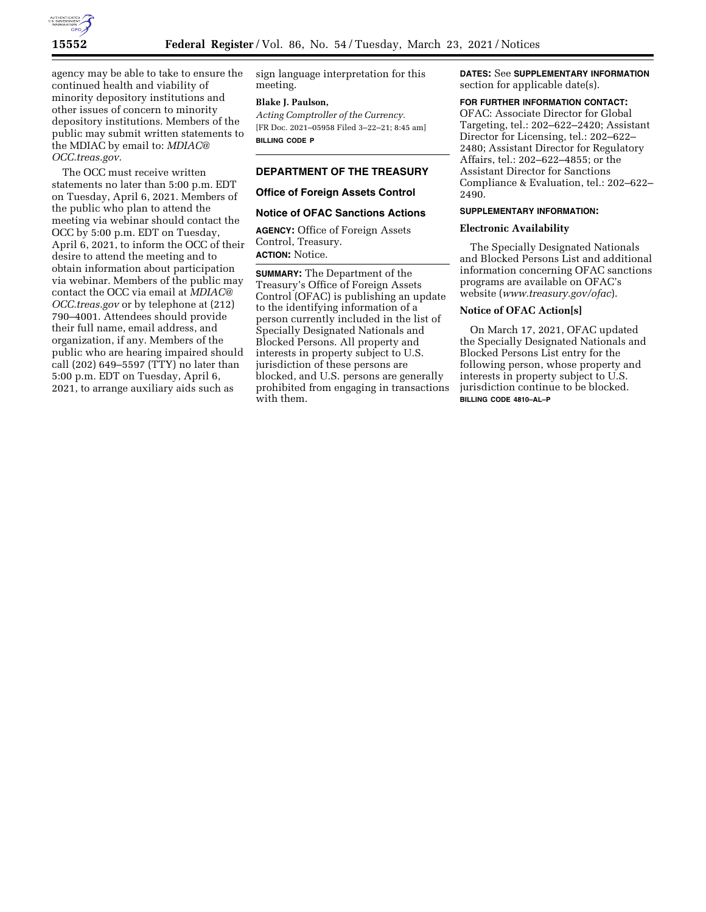agency may be able to take to ensure the continued health and viability of minority depository institutions and other issues of concern to minority depository institutions. Members of the public may submit written statements to the MDIAC by email to: *MDIAC@OCC.treas.gov.*

The OCC must receive written statements no later than 5:00 p.m. EDT on Tuesday, April 6, 2021. Members of the public who plan to attend the meeting via webinar should contact the OCC by 5:00 p.m. EDT on Tuesday, April 6, 2021, to inform the OCC of their desire to attend the meeting and to obtain information about participation via webinar. Members of the public may contact the OCC via email at *MDIAC@OCC.treas.gov* or by telephone at (212) 790–4001. Attendees should provide their full name, email address, and organization, if any. Members of the public who are hearing impaired should call (202) 649–5597 (TTY) no later than 5:00 p.m. EDT on Tuesday, April 6, 2021, to arrange auxiliary aids such as sign language interpretation for this meeting.

**Blake J. Paulson,**

*Acting Comptroller of the Currency.*

[FR Doc. 2021–05958 Filed 3–22–21; 8:45 am]

**BILLING CODE P**

## DEPARTMENT OF THE TREASURY

### Office of Foreign Assets Control

### Notice of OFAC Sanctions Actions

**AGENCY:** Office of Foreign Assets Control, Treasury.

**ACTION:** Notice.

**SUMMARY:** The Department of the Treasury's Office of Foreign Assets Control (OFAC) is publishing an update to the identifying information of a person currently included in the list of Specially Designated Nationals and Blocked Persons. All property and interests in property subject to U.S. jurisdiction of these persons are blocked, and U.S. persons are generally prohibited from engaging in transactions with them.

**DATES:** See **SUPPLEMENTARY INFORMATION** section for applicable date(s).

**FOR FURTHER INFORMATION CONTACT:** OFAC: Associate Director for Global Targeting, tel.: 202–622–2420; Assistant Director for Licensing, tel.: 202–622–2480; Assistant Director for Regulatory Affairs, tel.: 202–622–4855; or the Assistant Director for Sanctions Compliance & Evaluation, tel.: 202–622–2490.

**SUPPLEMENTARY INFORMATION:**

**Electronic Availability**

The Specially Designated Nationals and Blocked Persons List and additional information concerning OFAC sanctions programs are available on OFAC's website (*www.treasury.gov/ofac*).

**Notice of OFAC Action[s]**

On March 17, 2021, OFAC updated the Specially Designated Nationals and Blocked Persons List entry for the following person, whose property and interests in property subject to U.S. jurisdiction continue to be blocked.

**BILLING CODE 4810–AL–P**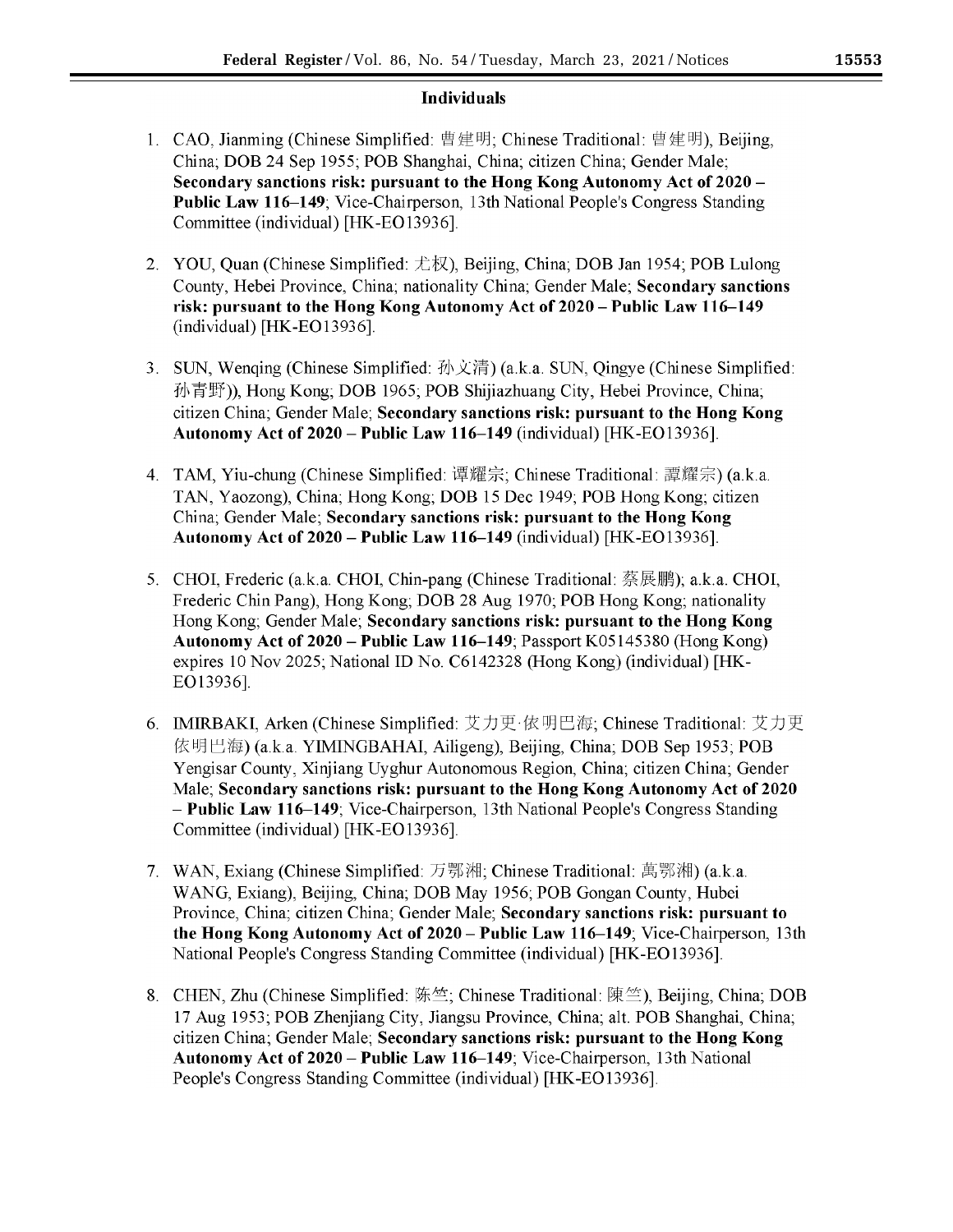## Individuals

1. CAO, Jianming (Chinese Simplified: 曹建明; Chinese Traditional: 曹建明), Beijing, China; DOB 24 Sep 1955; POB Shanghai, China; citizen China; Gender Male; **Secondary sanctions risk: pursuant to the Hong Kong Autonomy Act of 2020 – Public Law 116–149**; Vice-Chairperson, 13th National People's Congress Standing Committee (individual) [HK-EO13936].

2. YOU, Quan (Chinese Simplified: 尤权), Beijing, China; DOB Jan 1954; POB Lulong County, Hebei Province, China; nationality China; Gender Male; **Secondary sanctions risk: pursuant to the Hong Kong Autonomy Act of 2020 – Public Law 116–149** (individual) [HK-EO13936].

3. SUN, Wenqing (Chinese Simplified: 孙文清) (a.k.a. SUN, Qingye (Chinese Simplified: 孙青野)), Hong Kong; DOB 1965; POB Shijiazhuang City, Hebei Province, China; citizen China; Gender Male; **Secondary sanctions risk: pursuant to the Hong Kong Autonomy Act of 2020 – Public Law 116–149** (individual) [HK-EO13936].

4. TAM, Yiu-chung (Chinese Simplified: 谭耀宗; Chinese Traditional: 譚耀宗) (a.k.a. TAN, Yaozong), China; Hong Kong; DOB 15 Dec 1949; POB Hong Kong; citizen China; Gender Male; **Secondary sanctions risk: pursuant to the Hong Kong Autonomy Act of 2020 – Public Law 116–149** (individual) [HK-EO13936].

5. CHOI, Frederic (a.k.a. CHOI, Chin-pang (Chinese Traditional: 蔡展鵬); a.k.a. CHOI, Frederic Chin Pang), Hong Kong; DOB 28 Aug 1970; POB Hong Kong; nationality Hong Kong; Gender Male; **Secondary sanctions risk: pursuant to the Hong Kong Autonomy Act of 2020 – Public Law 116–149**; Passport K05145380 (Hong Kong) expires 10 Nov 2025; National ID No. C6142328 (Hong Kong) (individual) [HK-EO13936].

6. IMIRBAKI, Arken (Chinese Simplified: 艾力更·依明巴海; Chinese Traditional: 艾力更依明巴海) (a.k.a. YIMINGBAHAI, Ailigeng), Beijing, China; DOB Sep 1953; POB Yengisar County, Xinjiang Uyghur Autonomous Region, China; citizen China; Gender Male; **Secondary sanctions risk: pursuant to the Hong Kong Autonomy Act of 2020 – Public Law 116–149**; Vice-Chairperson, 13th National People's Congress Standing Committee (individual) [HK-EO13936].

7. WAN, Exiang (Chinese Simplified: 万鄂湘; Chinese Traditional: 萬鄂湘) (a.k.a. WANG, Exiang), Beijing, China; DOB May 1956; POB Gongan County, Hubei Province, China; citizen China; Gender Male; **Secondary sanctions risk: pursuant to the Hong Kong Autonomy Act of 2020 – Public Law 116–149**; Vice-Chairperson, 13th National People's Congress Standing Committee (individual) [HK-EO13936].

8. CHEN, Zhu (Chinese Simplified: 陈竺; Chinese Traditional: 陳竺), Beijing, China; DOB 17 Aug 1953; POB Zhenjiang City, Jiangsu Province, China; alt. POB Shanghai, China; citizen China; Gender Male; **Secondary sanctions risk: pursuant to the Hong Kong Autonomy Act of 2020 – Public Law 116–149**; Vice-Chairperson, 13th National People's Congress Standing Committee (individual) [HK-EO13936].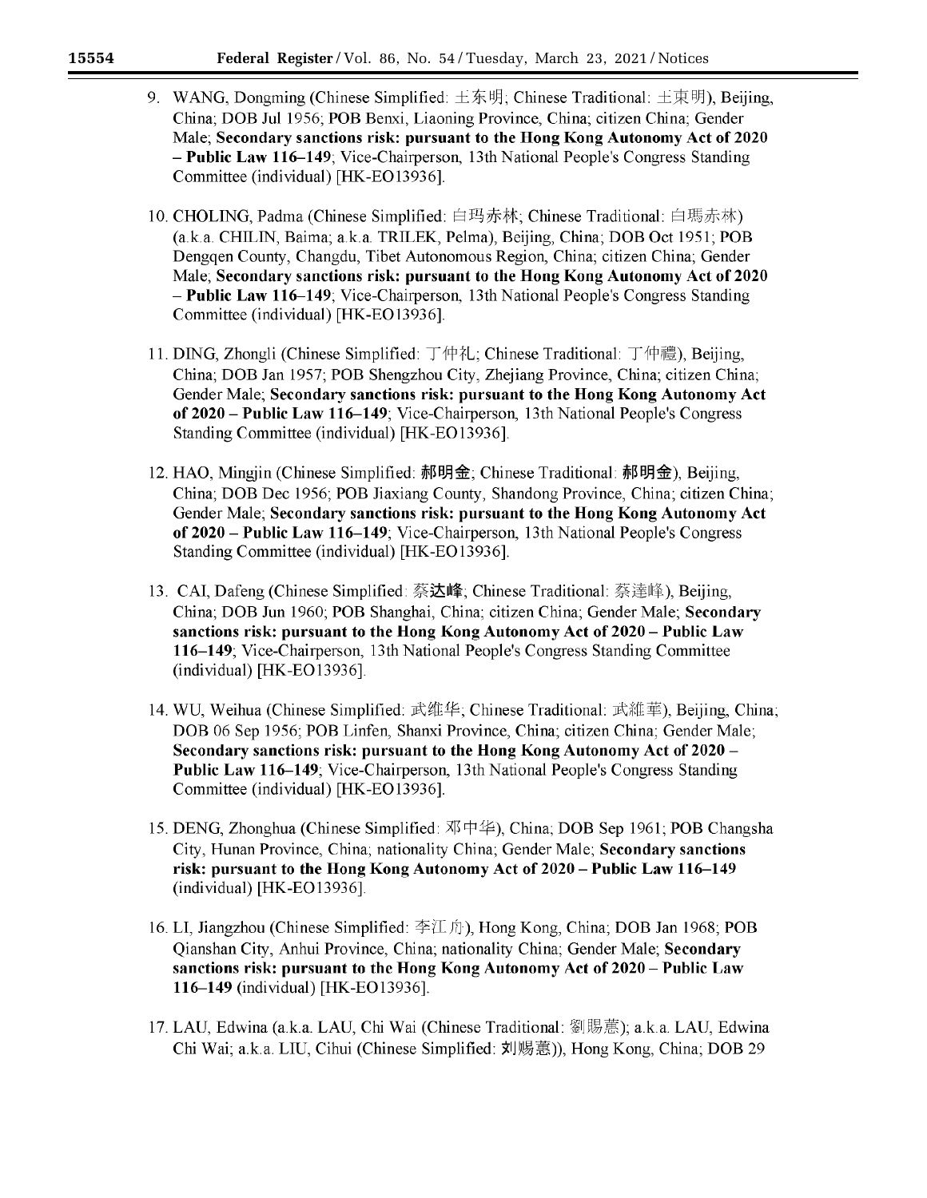9. WANG, Dongming (Chinese Simplified: 王东明; Chinese Traditional: 王東明), Beijing, China; DOB Jul 1956; POB Benxi, Liaoning Province, China; citizen China; Gender Male; **Secondary sanctions risk: pursuant to the Hong Kong Autonomy Act of 2020 – Public Law 116–149**; Vice-Chairperson, 13th National People's Congress Standing Committee (individual) [HK-EO13936].

10. CHOLING, Padma (Chinese Simplified: 白玛赤林; Chinese Traditional: 白瑪赤林) (a.k.a. CHILIN, Baima; a.k.a. TRILEK, Pelma), Beijing, China; DOB Oct 1951; POB Dengqen County, Changdu, Tibet Autonomous Region, China; citizen China; Gender Male; **Secondary sanctions risk: pursuant to the Hong Kong Autonomy Act of 2020 – Public Law 116–149**; Vice-Chairperson, 13th National People's Congress Standing Committee (individual) [HK-EO13936].

11. DING, Zhongli (Chinese Simplified: 丁仲礼; Chinese Traditional: 丁仲禮), Beijing, China; DOB Jan 1957; POB Shengzhou City, Zhejiang Province, China; citizen China; Gender Male; **Secondary sanctions risk: pursuant to the Hong Kong Autonomy Act of 2020 – Public Law 116–149**; Vice-Chairperson, 13th National People's Congress Standing Committee (individual) [HK-EO13936].

12. HAO, Mingjin (Chinese Simplified: 郝明金; Chinese Traditional: 郝明金), Beijing, China; DOB Dec 1956; POB Jiaxiang County, Shandong Province, China; citizen China; Gender Male; **Secondary sanctions risk: pursuant to the Hong Kong Autonomy Act of 2020 – Public Law 116–149**; Vice-Chairperson, 13th National People's Congress Standing Committee (individual) [HK-EO13936].

13. CAI, Dafeng (Chinese Simplified: 蔡达峰; Chinese Traditional: 蔡達峰), Beijing, China; DOB Jun 1960; POB Shanghai, China; citizen China; Gender Male; **Secondary sanctions risk: pursuant to the Hong Kong Autonomy Act of 2020 – Public Law 116–149**; Vice-Chairperson, 13th National People's Congress Standing Committee (individual) [HK-EO13936].

14. WU, Weihua (Chinese Simplified: 武维华; Chinese Traditional: 武維華), Beijing, China; DOB 06 Sep 1956; POB Linfen, Shanxi Province, China; citizen China; Gender Male; **Secondary sanctions risk: pursuant to the Hong Kong Autonomy Act of 2020 – Public Law 116–149**; Vice-Chairperson, 13th National People's Congress Standing Committee (individual) [HK-EO13936].

15. DENG, Zhonghua (Chinese Simplified: 邓中华), China; DOB Sep 1961; POB Changsha City, Hunan Province, China; nationality China; Gender Male; **Secondary sanctions risk: pursuant to the Hong Kong Autonomy Act of 2020 – Public Law 116–149** (individual) [HK-EO13936].

16. LI, Jiangzhou (Chinese Simplified: 李江舟), Hong Kong, China; DOB Jan 1968; POB Qianshan City, Anhui Province, China; nationality China; Gender Male; **Secondary sanctions risk: pursuant to the Hong Kong Autonomy Act of 2020 – Public Law 116–149** (individual) [HK-EO13936].

17. LAU, Edwina (a.k.a. LAU, Chi Wai (Chinese Traditional: 劉賜蕙); a.k.a. LAU, Edwina Chi Wai; a.k.a. LIU, Cihui (Chinese Simplified: 刘赐蕙)), Hong Kong, China; DOB 29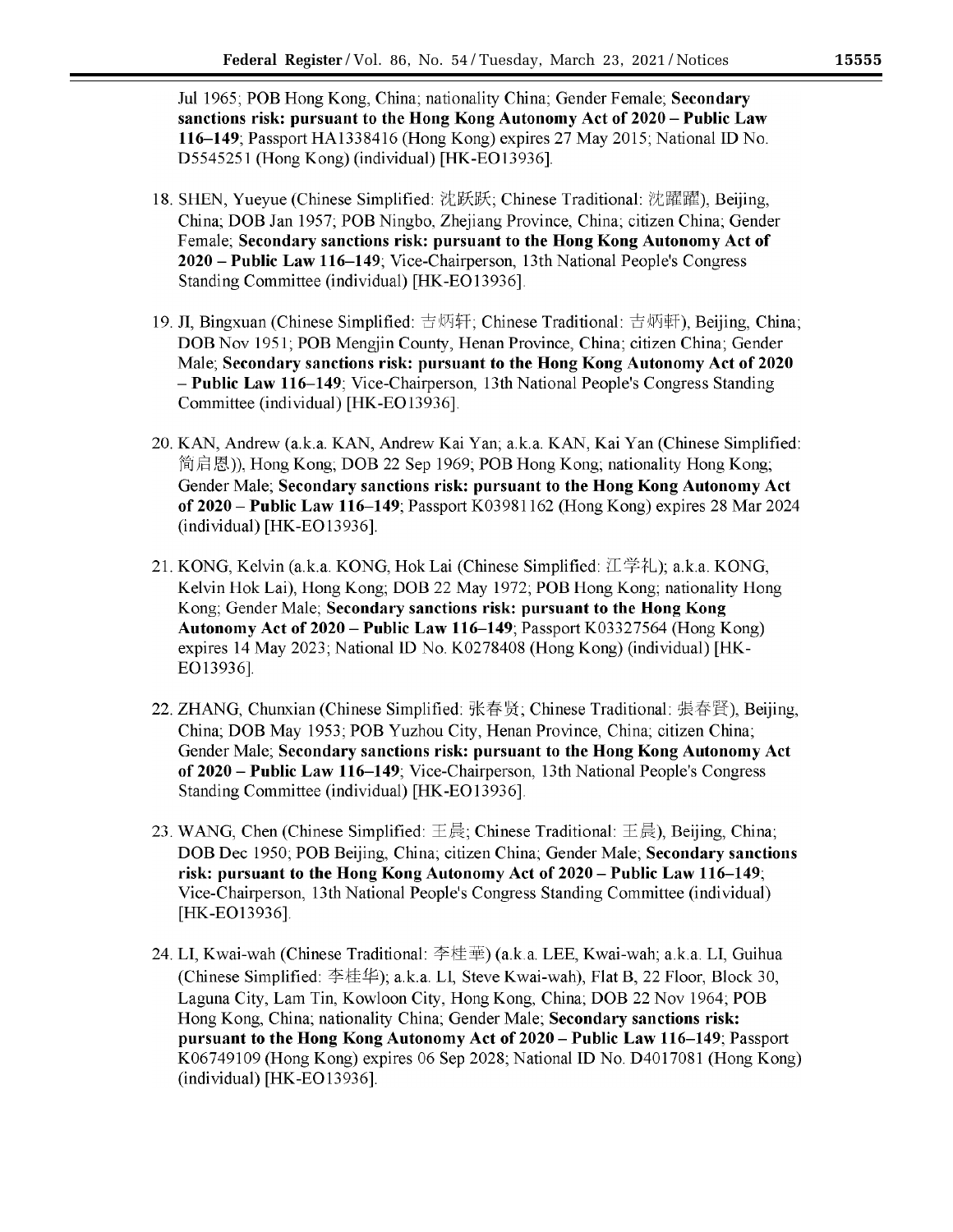Jul 1965; POB Hong Kong, China; nationality China; Gender Female; **Secondary sanctions risk: pursuant to the Hong Kong Autonomy Act of 2020 – Public Law 116–149**; Passport HA1338416 (Hong Kong) expires 27 May 2015; National ID No. D5545251 (Hong Kong) (individual) [HK-EO13936].

18. SHEN, Yueyue (Chinese Simplified: 沈跃跃; Chinese Traditional: 沈躍躍), Beijing, China; DOB Jan 1957; POB Ningbo, Zhejiang Province, China; citizen China; Gender Female; **Secondary sanctions risk: pursuant to the Hong Kong Autonomy Act of 2020 – Public Law 116–149**; Vice-Chairperson, 13th National People's Congress Standing Committee (individual) [HK-EO13936].

19. JI, Bingxuan (Chinese Simplified: 吉炳轩; Chinese Traditional: 吉炳軒), Beijing, China; DOB Nov 1951; POB Mengjin County, Henan Province, China; citizen China; Gender Male; **Secondary sanctions risk: pursuant to the Hong Kong Autonomy Act of 2020 – Public Law 116–149**; Vice-Chairperson, 13th National People's Congress Standing Committee (individual) [HK-EO13936].

20. KAN, Andrew (a.k.a. KAN, Andrew Kai Yan; a.k.a. KAN, Kai Yan (Chinese Simplified: 简启恩)), Hong Kong; DOB 22 Sep 1969; POB Hong Kong; nationality Hong Kong; Gender Male; **Secondary sanctions risk: pursuant to the Hong Kong Autonomy Act of 2020 – Public Law 116–149**; Passport K03981162 (Hong Kong) expires 28 Mar 2024 (individual) [HK-EO13936].

21. KONG, Kelvin (a.k.a. KONG, Hok Lai (Chinese Simplified: 江学礼); a.k.a. KONG, Kelvin Hok Lai), Hong Kong; DOB 22 May 1972; POB Hong Kong; nationality Hong Kong; Gender Male; **Secondary sanctions risk: pursuant to the Hong Kong Autonomy Act of 2020 – Public Law 116–149**; Passport K03327564 (Hong Kong) expires 14 May 2023; National ID No. K0278408 (Hong Kong) (individual) [HK-EO13936].

22. ZHANG, Chunxian (Chinese Simplified: 张春贤; Chinese Traditional: 張春賢), Beijing, China; DOB May 1953; POB Yuzhou City, Henan Province, China; citizen China; Gender Male; **Secondary sanctions risk: pursuant to the Hong Kong Autonomy Act of 2020 – Public Law 116–149**; Vice-Chairperson, 13th National People's Congress Standing Committee (individual) [HK-EO13936].

23. WANG, Chen (Chinese Simplified: 王晨; Chinese Traditional: 王晨), Beijing, China; DOB Dec 1950; POB Beijing, China; citizen China; Gender Male; **Secondary sanctions risk: pursuant to the Hong Kong Autonomy Act of 2020 – Public Law 116–149**; Vice-Chairperson, 13th National People's Congress Standing Committee (individual) [HK-EO13936].

24. LI, Kwai-wah (Chinese Traditional: 李桂華) (a.k.a. LEE, Kwai-wah; a.k.a. LI, Guihua (Chinese Simplified: 李桂华); a.k.a. LI, Steve Kwai-wah), Flat B, 22 Floor, Block 30, Laguna City, Lam Tin, Kowloon City, Hong Kong, China; DOB 22 Nov 1964; POB Hong Kong, China; nationality China; Gender Male; **Secondary sanctions risk: pursuant to the Hong Kong Autonomy Act of 2020 – Public Law 116–149**; Passport K06749109 (Hong Kong) expires 06 Sep 2028; National ID No. D4017081 (Hong Kong) (individual) [HK-EO13936].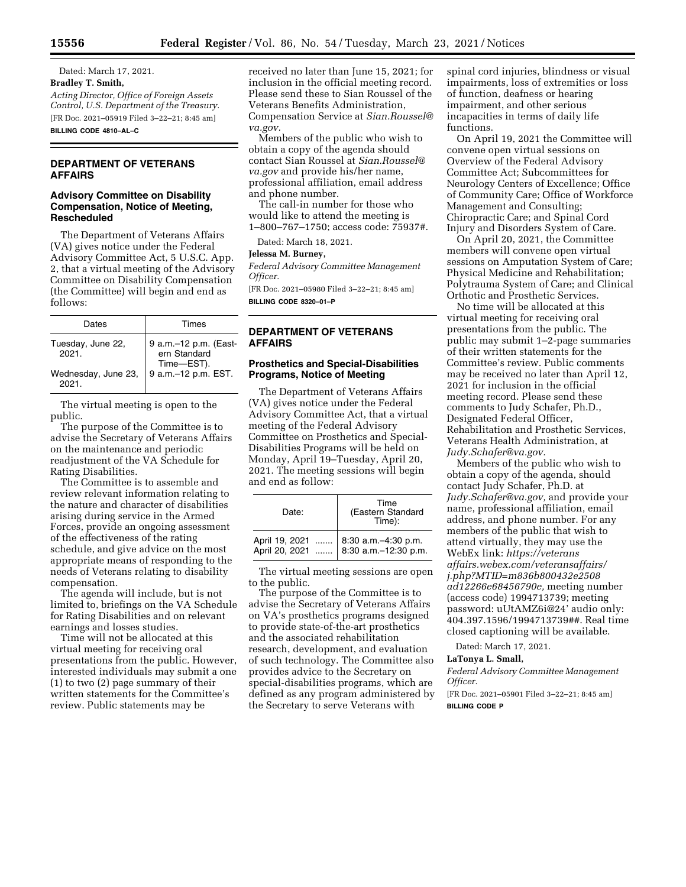Dated: March 17, 2021.

**Bradley T. Smith,**

*Acting Director, Office of Foreign Assets Control, U.S. Department of the Treasury.*

[FR Doc. 2021–05919 Filed 3–22–21; 8:45 am]

**BILLING CODE 4810–AL–C**

## DEPARTMENT OF VETERANS AFFAIRS

### Advisory Committee on Disability Compensation, Notice of Meeting, Rescheduled

The Department of Veterans Affairs (VA) gives notice under the Federal Advisory Committee Act, 5 U.S.C. App. 2, that a virtual meeting of the Advisory Committee on Disability Compensation (the Committee) will begin and end as follows:

| Dates | Times |
| --- | --- |
| Tuesday, June 22, 2021. | 9 a.m.–12 p.m. (Eastern Standard Time—EST). |
| Wednesday, June 23, 2021. | 9 a.m.–12 p.m. EST. |

The virtual meeting is open to the public.

The purpose of the Committee is to advise the Secretary of Veterans Affairs on the maintenance and periodic readjustment of the VA Schedule for Rating Disabilities.

The Committee is to assemble and review relevant information relating to the nature and character of disabilities arising during service in the Armed Forces, provide an ongoing assessment of the effectiveness of the rating schedule, and give advice on the most appropriate means of responding to the needs of Veterans relating to disability compensation.

The agenda will include, but is not limited to, briefings on the VA Schedule for Rating Disabilities and on relevant earnings and losses studies.

Time will not be allocated at this virtual meeting for receiving oral presentations from the public. However, interested individuals may submit a one (1) to two (2) page summary of their written statements for the Committee's review. Public statements may be received no later than June 15, 2021; for inclusion in the official meeting record. Please send these to Sian Roussel of the Veterans Benefits Administration, Compensation Service at *Sian.Roussel@va.gov*.

Members of the public who wish to obtain a copy of the agenda should contact Sian Roussel at *Sian.Roussel@va.gov* and provide his/her name, professional affiliation, email address and phone number.

The call-in number for those who would like to attend the meeting is 1–800–767–1750; access code: 75937#.

Dated: March 18, 2021.

**Jelessa M. Burney,**

*Federal Advisory Committee Management Officer.*

[FR Doc. 2021–05980 Filed 3–22–21; 8:45 am]

**BILLING CODE 8320–01–P**

## DEPARTMENT OF VETERANS AFFAIRS

### Prosthetics and Special-Disabilities Programs, Notice of Meeting

The Department of Veterans Affairs (VA) gives notice under the Federal Advisory Committee Act, that a virtual meeting of the Federal Advisory Committee on Prosthetics and Special-Disabilities Programs will be held on Monday, April 19–Tuesday, April 20, 2021. The meeting sessions will begin and end as follow:

| Date: | Time (Eastern Standard Time): |
| --- | --- |
| April 19, 2021 ....... | 8:30 a.m.–4:30 p.m. |
| April 20, 2021 ....... | 8:30 a.m.–12:30 p.m. |

The virtual meeting sessions are open to the public.

The purpose of the Committee is to advise the Secretary of Veterans Affairs on VA's prosthetics programs designed to provide state-of-the-art prosthetics and the associated rehabilitation research, development, and evaluation of such technology. The Committee also provides advice to the Secretary on special-disabilities programs, which are defined as any program administered by the Secretary to serve Veterans with spinal cord injuries, blindness or visual impairments, loss of extremities or loss of function, deafness or hearing impairment, and other serious incapacities in terms of daily life functions.

On April 19, 2021 the Committee will convene open virtual sessions on Overview of the Federal Advisory Committee Act; Subcommittees for Neurology Centers of Excellence; Office of Community Care; Office of Workforce Management and Consulting; Chiropractic Care; and Spinal Cord Injury and Disorders System of Care.

On April 20, 2021, the Committee members will convene open virtual sessions on Amputation System of Care; Physical Medicine and Rehabilitation; Polytrauma System of Care; and Clinical Orthotic and Prosthetic Services.

No time will be allocated at this virtual meeting for receiving oral presentations from the public. The public may submit 1–2-page summaries of their written statements for the Committee's review. Public comments may be received no later than April 12, 2021 for inclusion in the official meeting record. Please send these comments to Judy Schafer, Ph.D., Designated Federal Officer, Rehabilitation and Prosthetic Services, Veterans Health Administration, at *Judy.Schafer@va.gov.*

Members of the public who wish to obtain a copy of the agenda, should contact Judy Schafer, Ph.D. at *Judy.Schafer@va.gov,* and provide your name, professional affiliation, email address, and phone number. For any members of the public that wish to attend virtually, they may use the WebEx link: *https://veteransaffairs.webex.com/veteransaffairs/j.php?MTID=m836b800432e2508ad12266e68456790e,* meeting number (access code) 1994713739; meeting password: uUtAMZ6i@24' audio only: 404.397.1596/1994713739##. Real time closed captioning will be available.

Dated: March 17, 2021.

**LaTonya L. Small,**

*Federal Advisory Committee Management Officer.*

[FR Doc. 2021–05901 Filed 3–22–21; 8:45 am]

**BILLING CODE P**